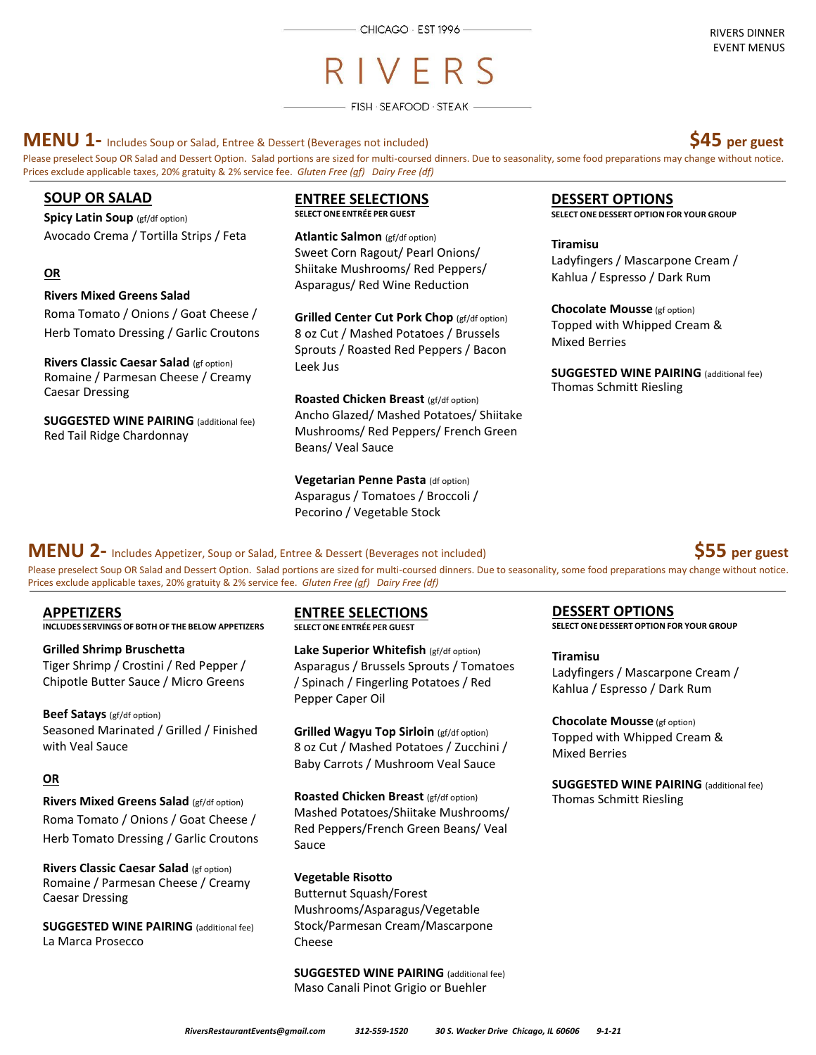CHICAGO · EST 1996

# RIVERS

FISH · SEAFOOD · STEAK

RIVERS DINNER
EVENT MENUS

## MENU 1- Includes Soup or Salad, Entree & Dessert (Beverages not included) — $45 per guest

Please preselect Soup OR Salad and Dessert Option. Salad portions are sized for multi-coursed dinners. Due to seasonality, some food preparations may change without notice. Prices exclude applicable taxes, 20% gratuity & 2% service fee. *Gluten Free (gf) Dairy Free (df)*

### SOUP OR SALAD

**Spicy Latin Soup** (gf/df option)
Avocado Crema / Tortilla Strips / Feta

**OR**

**Rivers Mixed Greens Salad**
Roma Tomato / Onions / Goat Cheese / Herb Tomato Dressing / Garlic Croutons

**Rivers Classic Caesar Salad** (gf option)
Romaine / Parmesan Cheese / Creamy Caesar Dressing

**SUGGESTED WINE PAIRING** (additional fee)
Red Tail Ridge Chardonnay

### ENTREE SELECTIONS

SELECT ONE ENTRÉE PER GUEST

**Atlantic Salmon** (gf/df option)
Sweet Corn Ragout/ Pearl Onions/ Shiitake Mushrooms/ Red Peppers/ Asparagus/ Red Wine Reduction

**Grilled Center Cut Pork Chop** (gf/df option)
8 oz Cut / Mashed Potatoes / Brussels Sprouts / Roasted Red Peppers / Bacon Leek Jus

**Roasted Chicken Breast** (gf/df option)
Ancho Glazed/ Mashed Potatoes/ Shiitake Mushrooms/ Red Peppers/ French Green Beans/ Veal Sauce

**Vegetarian Penne Pasta** (df option)
Asparagus / Tomatoes / Broccoli / Pecorino / Vegetable Stock

### DESSERT OPTIONS

SELECT ONE DESSERT OPTION FOR YOUR GROUP

**Tiramisu**
Ladyfingers / Mascarpone Cream / Kahlua / Espresso / Dark Rum

**Chocolate Mousse** (gf option)
Topped with Whipped Cream & Mixed Berries

**SUGGESTED WINE PAIRING** (additional fee)
Thomas Schmitt Riesling

## MENU 2- Includes Appetizer, Soup or Salad, Entree & Dessert (Beverages not included) — $55 per guest

Please preselect Soup OR Salad and Dessert Option. Salad portions are sized for multi-coursed dinners. Due to seasonality, some food preparations may change without notice. Prices exclude applicable taxes, 20% gratuity & 2% service fee. *Gluten Free (gf) Dairy Free (df)*

### APPETIZERS

INCLUDES SERVINGS OF BOTH OF THE BELOW APPETIZERS

**Grilled Shrimp Bruschetta**
Tiger Shrimp / Crostini / Red Pepper / Chipotle Butter Sauce / Micro Greens

**Beef Satays** (gf/df option)
Seasoned Marinated / Grilled / Finished with Veal Sauce

**OR**

**Rivers Mixed Greens Salad** (gf/df option)
Roma Tomato / Onions / Goat Cheese / Herb Tomato Dressing / Garlic Croutons

**Rivers Classic Caesar Salad** (gf option)
Romaine / Parmesan Cheese / Creamy Caesar Dressing

**SUGGESTED WINE PAIRING** (additional fee)
La Marca Prosecco

### ENTREE SELECTIONS

SELECT ONE ENTRÉE PER GUEST

**Lake Superior Whitefish** (gf/df option)
Asparagus / Brussels Sprouts / Tomatoes / Spinach / Fingerling Potatoes / Red Pepper Caper Oil

**Grilled Wagyu Top Sirloin** (gf/df option)
8 oz Cut / Mashed Potatoes / Zucchini / Baby Carrots / Mushroom Veal Sauce

**Roasted Chicken Breast** (gf/df option)
Mashed Potatoes/Shiitake Mushrooms/ Red Peppers/French Green Beans/ Veal Sauce

**Vegetable Risotto**
Butternut Squash/Forest Mushrooms/Asparagus/Vegetable Stock/Parmesan Cream/Mascarpone Cheese

**SUGGESTED WINE PAIRING** (additional fee)
Maso Canali Pinot Grigio or Buehler

### DESSERT OPTIONS

SELECT ONE DESSERT OPTION FOR YOUR GROUP

**Tiramisu**
Ladyfingers / Mascarpone Cream / Kahlua / Espresso / Dark Rum

**Chocolate Mousse** (gf option)
Topped with Whipped Cream & Mixed Berries

**SUGGESTED WINE PAIRING** (additional fee)
Thomas Schmitt Riesling

*RiversRestaurantEvents@gmail.com 312-559-1520 30 S. Wacker Drive Chicago, IL 60606 9-1-21*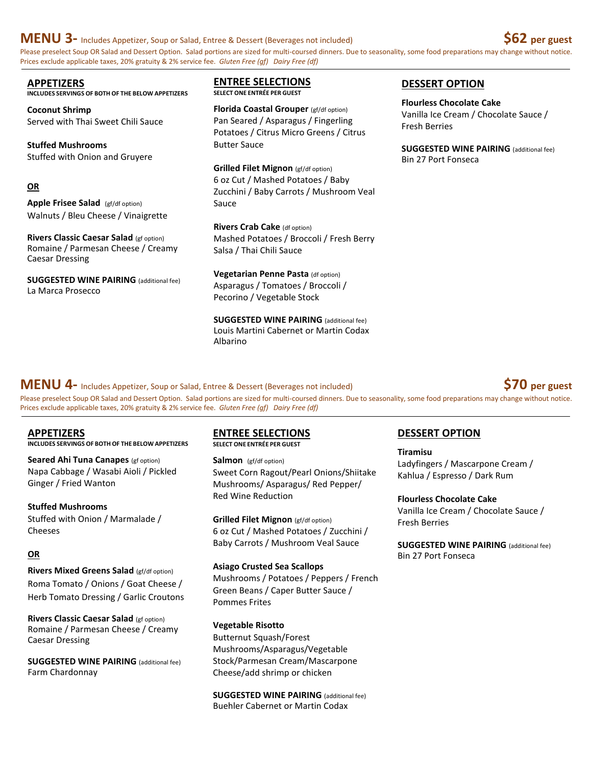## MENU 3- Includes Appetizer, Soup or Salad, Entree & Dessert (Beverages not included) **$62 per guest**

Please preselect Soup OR Salad and Dessert Option. Salad portions are sized for multi-coursed dinners. Due to seasonality, some food preparations may change without notice. Prices exclude applicable taxes, 20% gratuity & 2% service fee. *Gluten Free (gf) Dairy Free (df)*

### APPETIZERS

**INCLUDES SERVINGS OF BOTH OF THE BELOW APPETIZERS**

**Coconut Shrimp**
Served with Thai Sweet Chili Sauce

**Stuffed Mushrooms**
Stuffed with Onion and Gruyere

**OR**

**Apple Frisee Salad** (gf/df option)
Walnuts / Bleu Cheese / Vinaigrette

**Rivers Classic Caesar Salad** (gf option)
Romaine / Parmesan Cheese / Creamy Caesar Dressing

**SUGGESTED WINE PAIRING** (additional fee)
La Marca Prosecco

### ENTREE SELECTIONS

**SELECT ONE ENTRÉE PER GUEST**

**Florida Coastal Grouper** (gf/df option)
Pan Seared / Asparagus / Fingerling Potatoes / Citrus Micro Greens / Citrus Butter Sauce

**Grilled Filet Mignon** (gf/df option)
6 oz Cut / Mashed Potatoes / Baby Zucchini / Baby Carrots / Mushroom Veal Sauce

**Rivers Crab Cake** (df option)
Mashed Potatoes / Broccoli / Fresh Berry Salsa / Thai Chili Sauce

**Vegetarian Penne Pasta** (df option)
Asparagus / Tomatoes / Broccoli / Pecorino / Vegetable Stock

**SUGGESTED WINE PAIRING** (additional fee)
Louis Martini Cabernet or Martin Codax Albarino

### DESSERT OPTION

**Flourless Chocolate Cake**
Vanilla Ice Cream / Chocolate Sauce / Fresh Berries

**SUGGESTED WINE PAIRING** (additional fee)
Bin 27 Port Fonseca

## MENU 4- Includes Appetizer, Soup or Salad, Entree & Dessert (Beverages not included) **$70 per guest**

Please preselect Soup OR Salad and Dessert Option. Salad portions are sized for multi-coursed dinners. Due to seasonality, some food preparations may change without notice. Prices exclude applicable taxes, 20% gratuity & 2% service fee. *Gluten Free (gf) Dairy Free (df)*

### APPETIZERS

**INCLUDES SERVINGS OF BOTH OF THE BELOW APPETIZERS**

**Seared Ahi Tuna Canapes** (gf option)
Napa Cabbage / Wasabi Aioli / Pickled Ginger / Fried Wanton

**Stuffed Mushrooms**
Stuffed with Onion / Marmalade / Cheeses

**OR**

**Rivers Mixed Greens Salad** (gf/df option)
Roma Tomato / Onions / Goat Cheese / Herb Tomato Dressing / Garlic Croutons

**Rivers Classic Caesar Salad** (gf option)
Romaine / Parmesan Cheese / Creamy Caesar Dressing

**SUGGESTED WINE PAIRING** (additional fee)
Farm Chardonnay

### ENTREE SELECTIONS

**SELECT ONE ENTRÉE PER GUEST**

**Salmon** (gf/df option)
Sweet Corn Ragout/Pearl Onions/Shiitake Mushrooms/ Asparagus/ Red Pepper/ Red Wine Reduction

**Grilled Filet Mignon** (gf/df option)
6 oz Cut / Mashed Potatoes / Zucchini / Baby Carrots / Mushroom Veal Sauce

**Asiago Crusted Sea Scallops**
Mushrooms / Potatoes / Peppers / French Green Beans / Caper Butter Sauce / Pommes Frites

**Vegetable Risotto**
Butternut Squash/Forest Mushrooms/Asparagus/Vegetable Stock/Parmesan Cream/Mascarpone Cheese/add shrimp or chicken

**SUGGESTED WINE PAIRING** (additional fee)
Buehler Cabernet or Martin Codax

### DESSERT OPTION

**Tiramisu**
Ladyfingers / Mascarpone Cream / Kahlua / Espresso / Dark Rum

**Flourless Chocolate Cake**
Vanilla Ice Cream / Chocolate Sauce / Fresh Berries

**SUGGESTED WINE PAIRING** (additional fee)
Bin 27 Port Fonseca